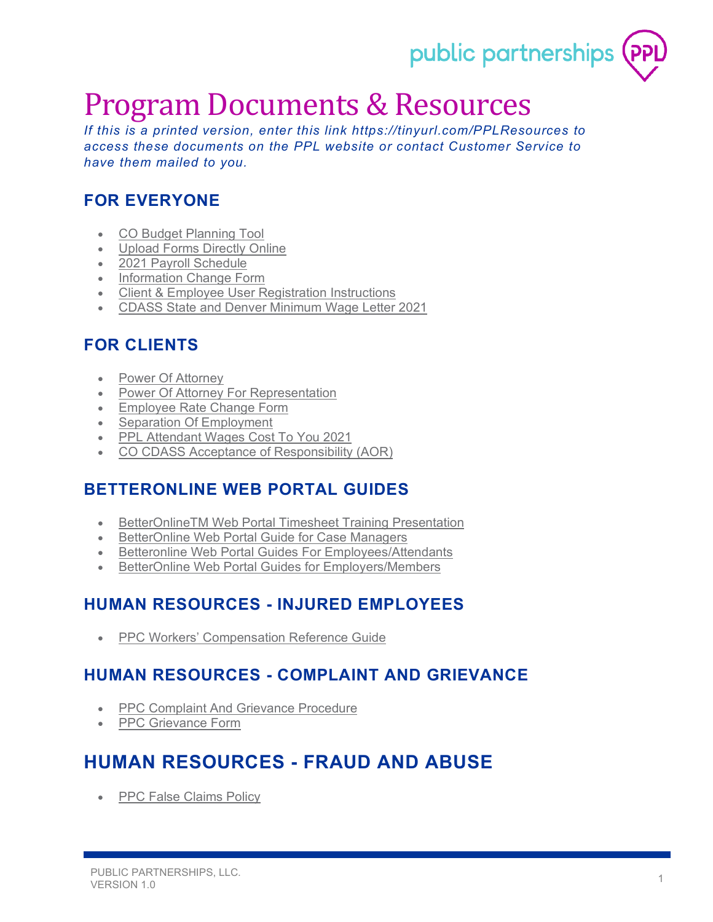# Program Documents & Resources

*If this is a printed version, enter this link https://tinyurl.com/PPLResources to access these documents on the PPL website or contact Customer Service to have them mailed to you.*

## FOR EVERYONE

- CO Budget Planning Tool
- Upload Forms Directly Online
- 2021 Payroll Schedule
- Information Change Form
- Client & Employee User Registration Instructions
- CDASS State and Denver Minimum Wage Letter 2021

## FOR CLIENTS

- Power Of Attorney
- Power Of Attorney For Representation
- Employee Rate Change Form
- Separation Of Employment
- PPL Attendant Wages Cost To You 2021
- CO CDASS Acceptance of Responsibility (AOR)

## BETTERONLINE WEB PORTAL GUIDES

- BetterOnlineTM Web Portal Timesheet Training Presentation
- BetterOnline Web Portal Guide for Case Managers
- Betteronline Web Portal Guides For Employees/Attendants
- BetterOnline Web Portal Guides for Employers/Members

## HUMAN RESOURCES - INJURED EMPLOYEES

- PPC Workers' Compensation Reference Guide

## HUMAN RESOURCES - COMPLAINT AND GRIEVANCE

- PPC Complaint And Grievance Procedure
- PPC Grievance Form

## HUMAN RESOURCES - FRAUD AND ABUSE

- PPC False Claims Policy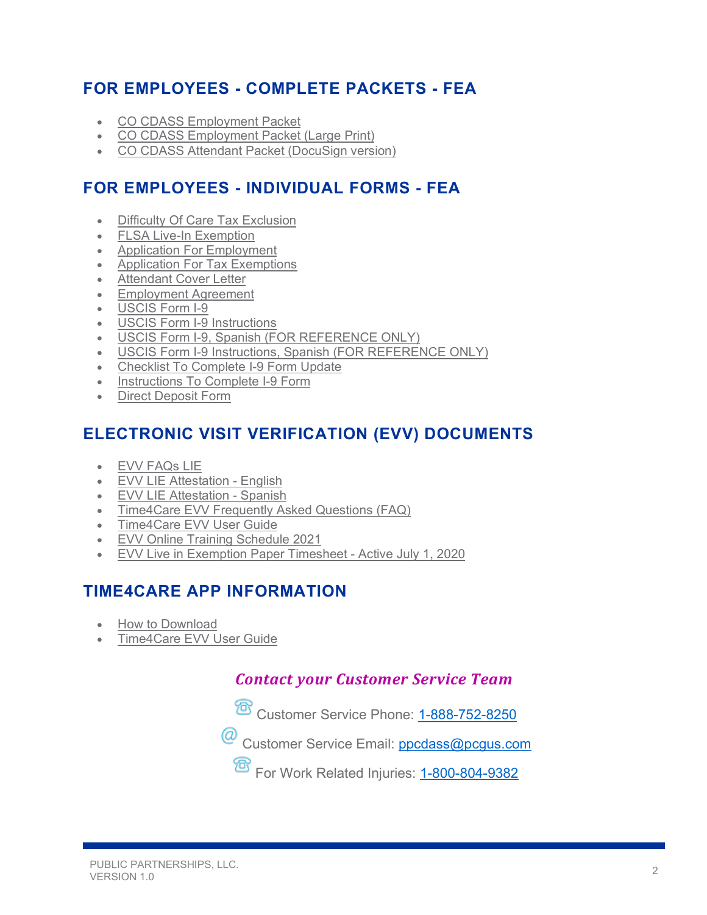## FOR EMPLOYEES - COMPLETE PACKETS - FEA

- CO CDASS Employment Packet
- CO CDASS Employment Packet (Large Print)
- CO CDASS Attendant Packet (DocuSign version)

## FOR EMPLOYEES - INDIVIDUAL FORMS - FEA

- Difficulty Of Care Tax Exclusion
- FLSA Live-In Exemption
- Application For Employment
- Application For Tax Exemptions
- Attendant Cover Letter
- Employment Agreement
- USCIS Form I-9
- USCIS Form I-9 Instructions
- USCIS Form I-9, Spanish (FOR REFERENCE ONLY)
- USCIS Form I-9 Instructions, Spanish (FOR REFERENCE ONLY)
- Checklist To Complete I-9 Form Update
- Instructions To Complete I-9 Form
- Direct Deposit Form

## ELECTRONIC VISIT VERIFICATION (EVV) DOCUMENTS

- EVV FAQs LIE
- EVV LIE Attestation - English
- EVV LIE Attestation - Spanish
- Time4Care EVV Frequently Asked Questions (FAQ)
- Time4Care EVV User Guide
- EVV Online Training Schedule 2021
- EVV Live in Exemption Paper Timesheet - Active July 1, 2020

## TIME4CARE APP INFORMATION

- How to Download
- Time4Care EVV User Guide

***Contact your Customer Service Team***

Customer Service Phone: 1-888-752-8250

Customer Service Email: ppcdass@pcgus.com

For Work Related Injuries: 1-800-804-9382

PUBLIC PARTNERSHIPS, LLC.
VERSION 1.0